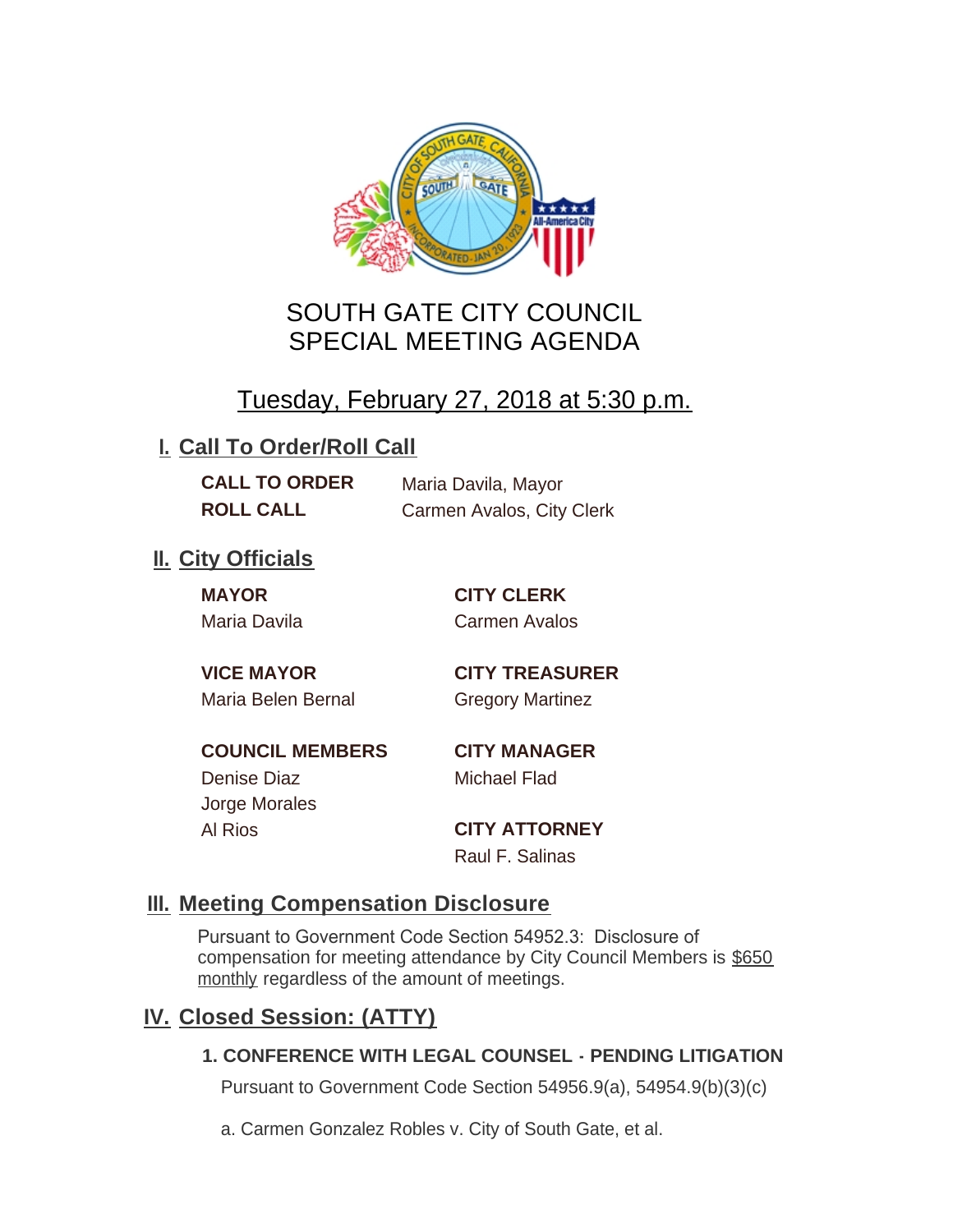# SOUTH GATE CITY COUNCIL
# SPECIAL MEETING AGENDA

## Tuesday, February 27, 2018 at 5:30 p.m.

## I. Call To Order/Roll Call

**CALL TO ORDER** Maria Davila, Mayor

**ROLL CALL** Carmen Avalos, City Clerk

## II. City Officials

**MAYOR**
Maria Davila

**VICE MAYOR**
Maria Belen Bernal

**COUNCIL MEMBERS**
Denise Diaz
Jorge Morales
Al Rios

**CITY CLERK**
Carmen Avalos

**CITY TREASURER**
Gregory Martinez

**CITY MANAGER**
Michael Flad

**CITY ATTORNEY**
Raul F. Salinas

## III. Meeting Compensation Disclosure

Pursuant to Government Code Section 54952.3: Disclosure of compensation for meeting attendance by City Council Members is $650 monthly regardless of the amount of meetings.

## IV. Closed Session: (ATTY)

### 1. CONFERENCE WITH LEGAL COUNSEL - PENDING LITIGATION

Pursuant to Government Code Section 54956.9(a), 54954.9(b)(3)(c)

a. Carmen Gonzalez Robles v. City of South Gate, et al.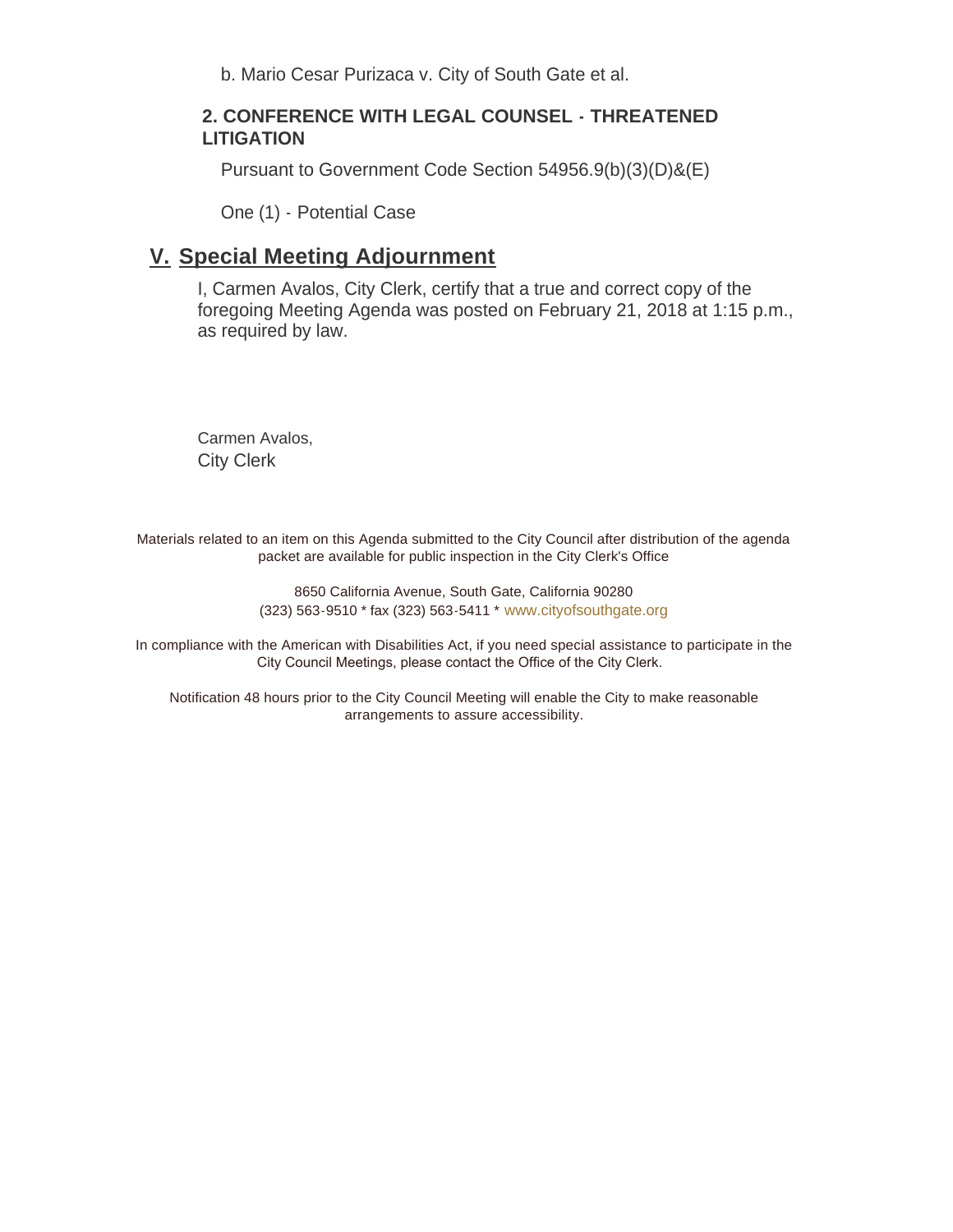b. Mario Cesar Purizaca v. City of South Gate et al.

**2. CONFERENCE WITH LEGAL COUNSEL - THREATENED LITIGATION**

Pursuant to Government Code Section 54956.9(b)(3)(D)&(E)

One (1) - Potential Case

## V. Special Meeting Adjournment

I, Carmen Avalos, City Clerk, certify that a true and correct copy of the foregoing Meeting Agenda was posted on February 21, 2018 at 1:15 p.m., as required by law.

Carmen Avalos,
City Clerk

Materials related to an item on this Agenda submitted to the City Council after distribution of the agenda packet are available for public inspection in the City Clerk's Office

8650 California Avenue, South Gate, California 90280
(323) 563-9510 * fax (323) 563-5411 * www.cityofsouthgate.org

In compliance with the American with Disabilities Act, if you need special assistance to participate in the City Council Meetings, please contact the Office of the City Clerk.

Notification 48 hours prior to the City Council Meeting will enable the City to make reasonable arrangements to assure accessibility.